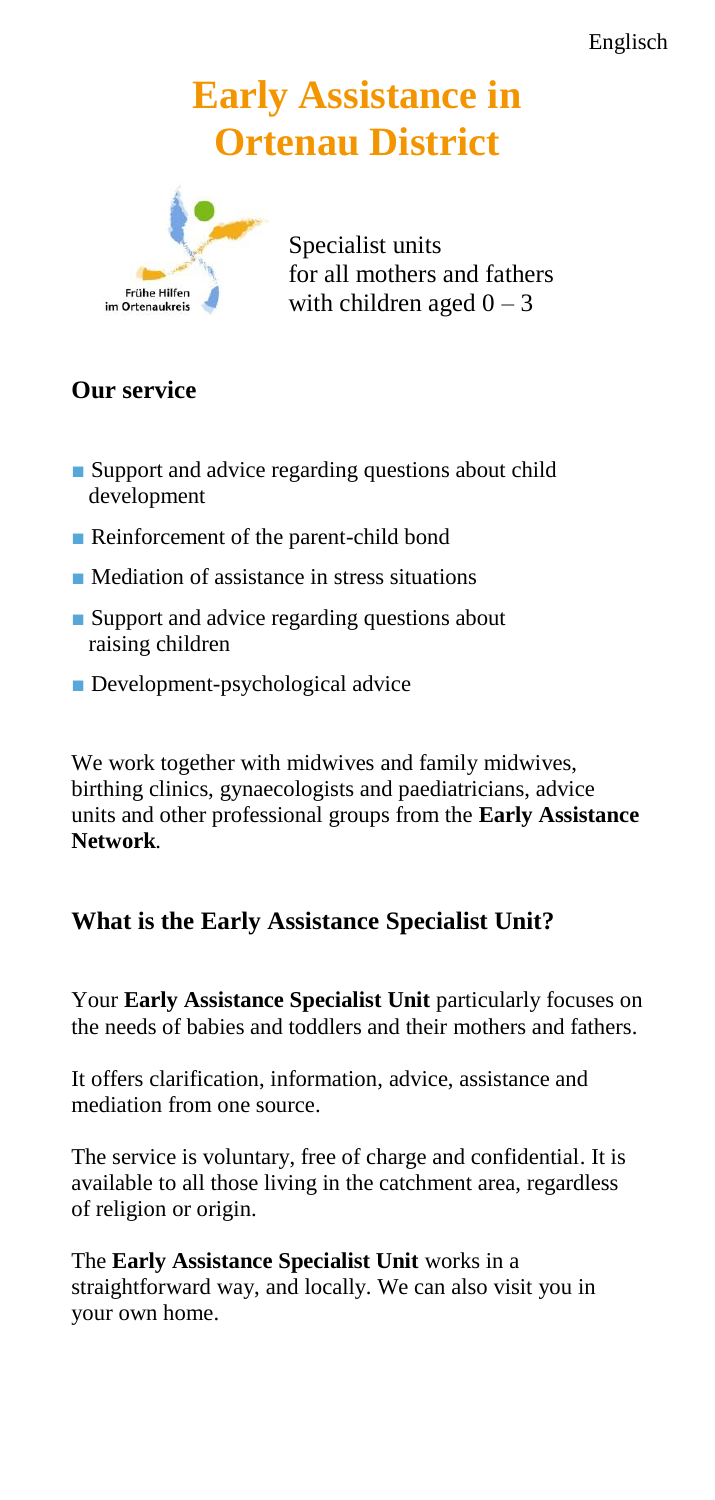Englisch

# Early Assistance in Ortenau District

Frühe Hilfen im Ortenaukreis

Specialist units
for all mothers and fathers
with children aged 0 – 3

## Our service

- Support and advice regarding questions about child development
- Reinforcement of the parent-child bond
- Mediation of assistance in stress situations
- Support and advice regarding questions about raising children
- Development-psychological advice

We work together with midwives and family midwives, birthing clinics, gynaecologists and paediatricians, advice units and other professional groups from the **Early Assistance Network**.

## What is the Early Assistance Specialist Unit?

Your **Early Assistance Specialist Unit** particularly focuses on the needs of babies and toddlers and their mothers and fathers.

It offers clarification, information, advice, assistance and mediation from one source.

The service is voluntary, free of charge and confidential. It is available to all those living in the catchment area, regardless of religion or origin.

The **Early Assistance Specialist Unit** works in a straightforward way, and locally. We can also visit you in your own home.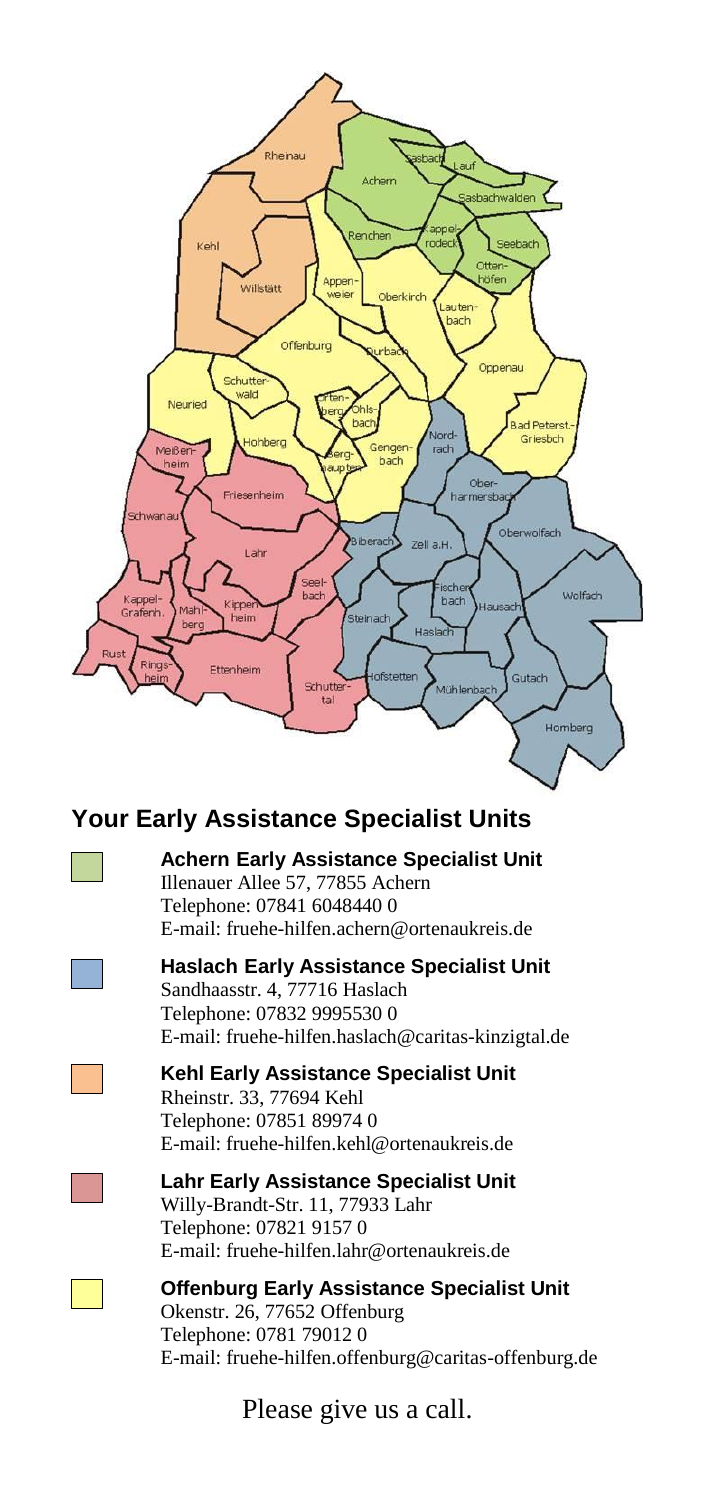Rheinau

Kehl

Willstätt

Achern

Sasbach

Lauf

Sasbachwalden

Renchen

Kappelrodeck

Seebach

Ottenhöfen

Appenweier

Oberkirch

Lautenbach

Offenburg

Durbach

Oppenau

Neuried

Schutterwald

Ortenberg

Ohlsbach

Nordrach

Bad Peterst.-Griesbch

Meißenheim

Hohberg

Berghaupten

Gengenbach

Oberharmersbach

Schwanau

Friesenheim

Biberach

Zell a.H.

Oberwolfach

Lahr

Seelbach

Fischerbach

Wolfach

Kappel-Grafenh.

Mahlberg

Kippenheim

Steinach

Hausach

Haslach

Rust

Ringsheim

Ettenheim

Schuttertal

Hofstetten

Mühlenbach

Gutach

Hornberg

## Your Early Assistance Specialist Units

**Achern Early Assistance Specialist Unit**
Illenauer Allee 57, 77855 Achern
Telephone: 07841 6048440 0
E-mail: fruehe-hilfen.achern@ortenaukreis.de

**Haslach Early Assistance Specialist Unit**
Sandhaasstr. 4, 77716 Haslach
Telephone: 07832 9995530 0
E-mail: fruehe-hilfen.haslach@caritas-kinzigtal.de

**Kehl Early Assistance Specialist Unit**
Rheinstr. 33, 77694 Kehl
Telephone: 07851 89974 0
E-mail: fruehe-hilfen.kehl@ortenaukreis.de

**Lahr Early Assistance Specialist Unit**
Willy-Brandt-Str. 11, 77933 Lahr
Telephone: 07821 9157 0
E-mail: fruehe-hilfen.lahr@ortenaukreis.de

**Offenburg Early Assistance Specialist Unit**
Okenstr. 26, 77652 Offenburg
Telephone: 0781 79012 0
E-mail: fruehe-hilfen.offenburg@caritas-offenburg.de

Please give us a call.